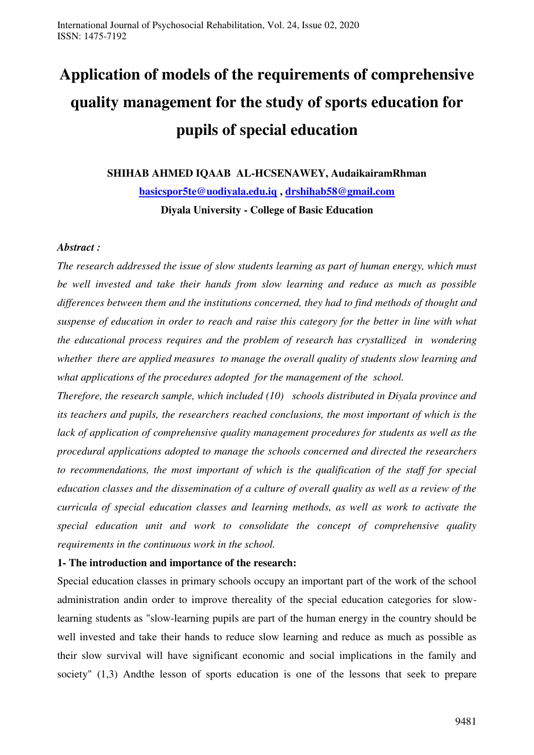# Application of models of the requirements of comprehensive quality management for the study of sports education for pupils of special education

**SHIHAB AHMED IQAAB AL-HCSENAWEY, AudaikairamRhman**

**basicspor5te@uodiyala.edu.iq , drshihab58@gmail.com**

**Diyala University - College of Basic Education**

***Abstract :***

*The research addressed the issue of slow students learning as part of human energy, which must be well invested and take their hands from slow learning and reduce as much as possible differences between them and the institutions concerned, they had to find methods of thought and suspense of education in order to reach and raise this category for the better in line with what the educational process requires and the problem of research has crystallized in wondering whether there are applied measures to manage the overall quality of students slow learning and what applications of the procedures adopted for the management of the school.*

*Therefore, the research sample, which included (10) schools distributed in Diyala province and its teachers and pupils, the researchers reached conclusions, the most important of which is the lack of application of comprehensive quality management procedures for students as well as the procedural applications adopted to manage the schools concerned and directed the researchers to recommendations, the most important of which is the qualification of the staff for special education classes and the dissemination of a culture of overall quality as well as a review of the curricula of special education classes and learning methods, as well as work to activate the special education unit and work to consolidate the concept of comprehensive quality requirements in the continuous work in the school.*

**1- The introduction and importance of the research:**

Special education classes in primary schools occupy an important part of the work of the school administration andin order to improve thereality of the special education categories for slow-learning students as "slow-learning pupils are part of the human energy in the country should be well invested and take their hands to reduce slow learning and reduce as much as possible as their slow survival will have significant economic and social implications in the family and society" (1,3) Andthe lesson of sports education is one of the lessons that seek to prepare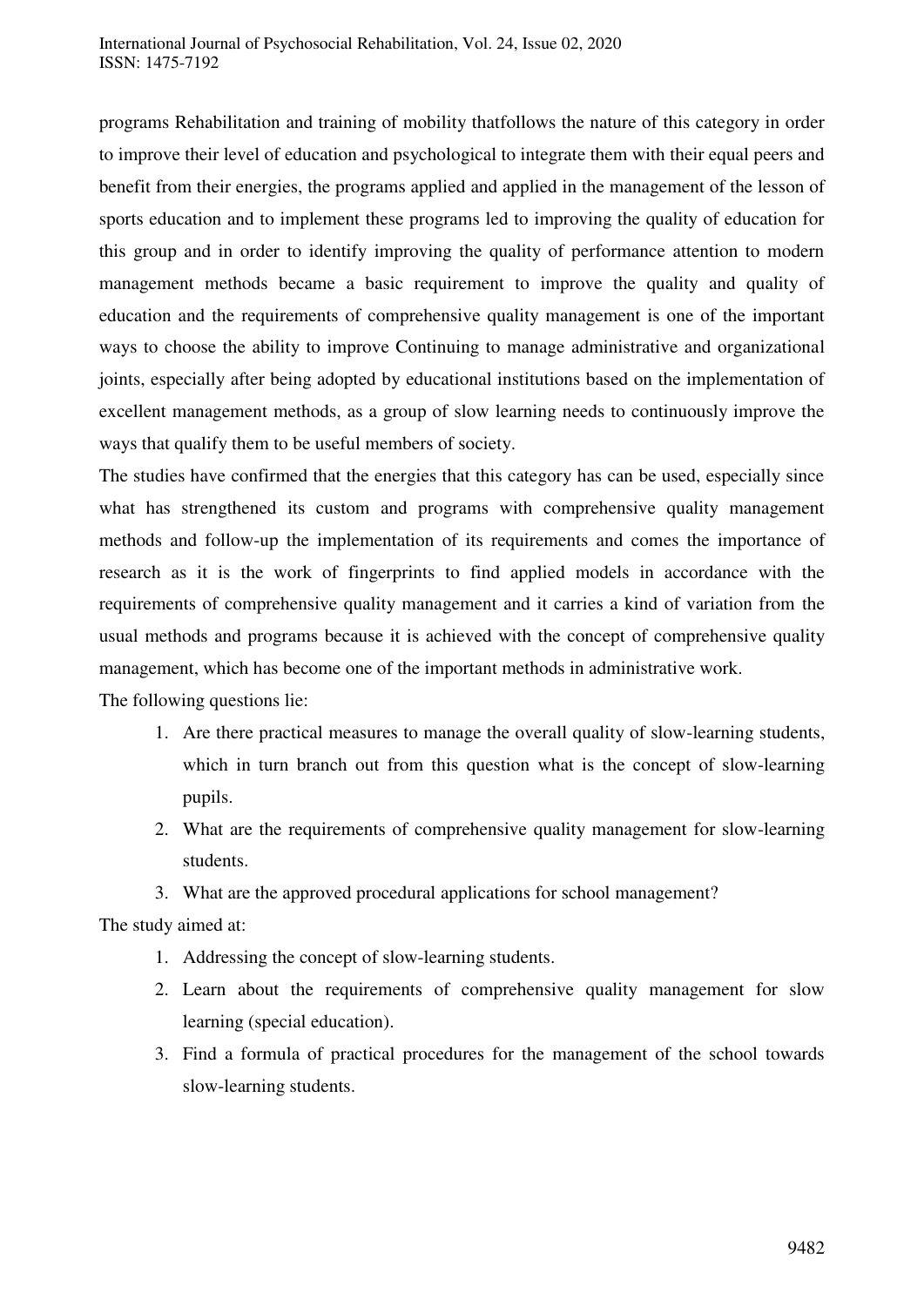programs Rehabilitation and training of mobility thatfollows the nature of this category in order to improve their level of education and psychological to integrate them with their equal peers and benefit from their energies, the programs applied and applied in the management of the lesson of sports education and to implement these programs led to improving the quality of education for this group and in order to identify improving the quality of performance attention to modern management methods became a basic requirement to improve the quality and quality of education and the requirements of comprehensive quality management is one of the important ways to choose the ability to improve Continuing to manage administrative and organizational joints, especially after being adopted by educational institutions based on the implementation of excellent management methods, as a group of slow learning needs to continuously improve the ways that qualify them to be useful members of society.

The studies have confirmed that the energies that this category has can be used, especially since what has strengthened its custom and programs with comprehensive quality management methods and follow-up the implementation of its requirements and comes the importance of research as it is the work of fingerprints to find applied models in accordance with the requirements of comprehensive quality management and it carries a kind of variation from the usual methods and programs because it is achieved with the concept of comprehensive quality management, which has become one of the important methods in administrative work.

The following questions lie:

1. Are there practical measures to manage the overall quality of slow-learning students, which in turn branch out from this question what is the concept of slow-learning pupils.
2. What are the requirements of comprehensive quality management for slow-learning students.
3. What are the approved procedural applications for school management?

The study aimed at:

1. Addressing the concept of slow-learning students.
2. Learn about the requirements of comprehensive quality management for slow learning (special education).
3. Find a formula of practical procedures for the management of the school towards slow-learning students.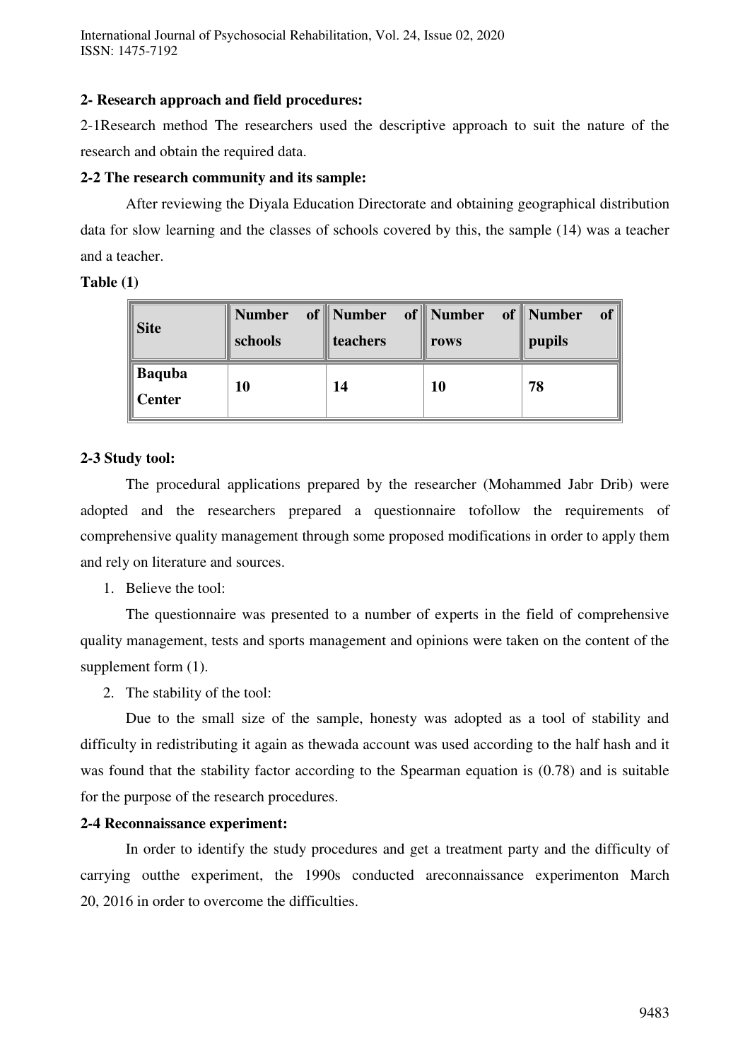**2- Research approach and field procedures:**

2-1Research method The researchers used the descriptive approach to suit the nature of the research and obtain the required data.

**2-2 The research community and its sample:**

After reviewing the Diyala Education Directorate and obtaining geographical distribution data for slow learning and the classes of schools covered by this, the sample (14) was a teacher and a teacher.

**Table (1)**

| Site | Number of schools | Number of teachers | Number of rows | Number of pupils |
|---|---|---|---|---|
| **Baquba Center** | **10** | **14** | **10** | **78** |

**2-3 Study tool:**

The procedural applications prepared by the researcher (Mohammed Jabr Drib) were adopted and the researchers prepared a questionnaire tofollow the requirements of comprehensive quality management through some proposed modifications in order to apply them and rely on literature and sources.

1. Believe the tool:

The questionnaire was presented to a number of experts in the field of comprehensive quality management, tests and sports management and opinions were taken on the content of the supplement form (1).

2. The stability of the tool:

Due to the small size of the sample, honesty was adopted as a tool of stability and difficulty in redistributing it again as thewada account was used according to the half hash and it was found that the stability factor according to the Spearman equation is (0.78) and is suitable for the purpose of the research procedures.

**2-4 Reconnaissance experiment:**

In order to identify the study procedures and get a treatment party and the difficulty of carrying outthe experiment, the 1990s conducted areconnaissance experimenton March 20, 2016 in order to overcome the difficulties.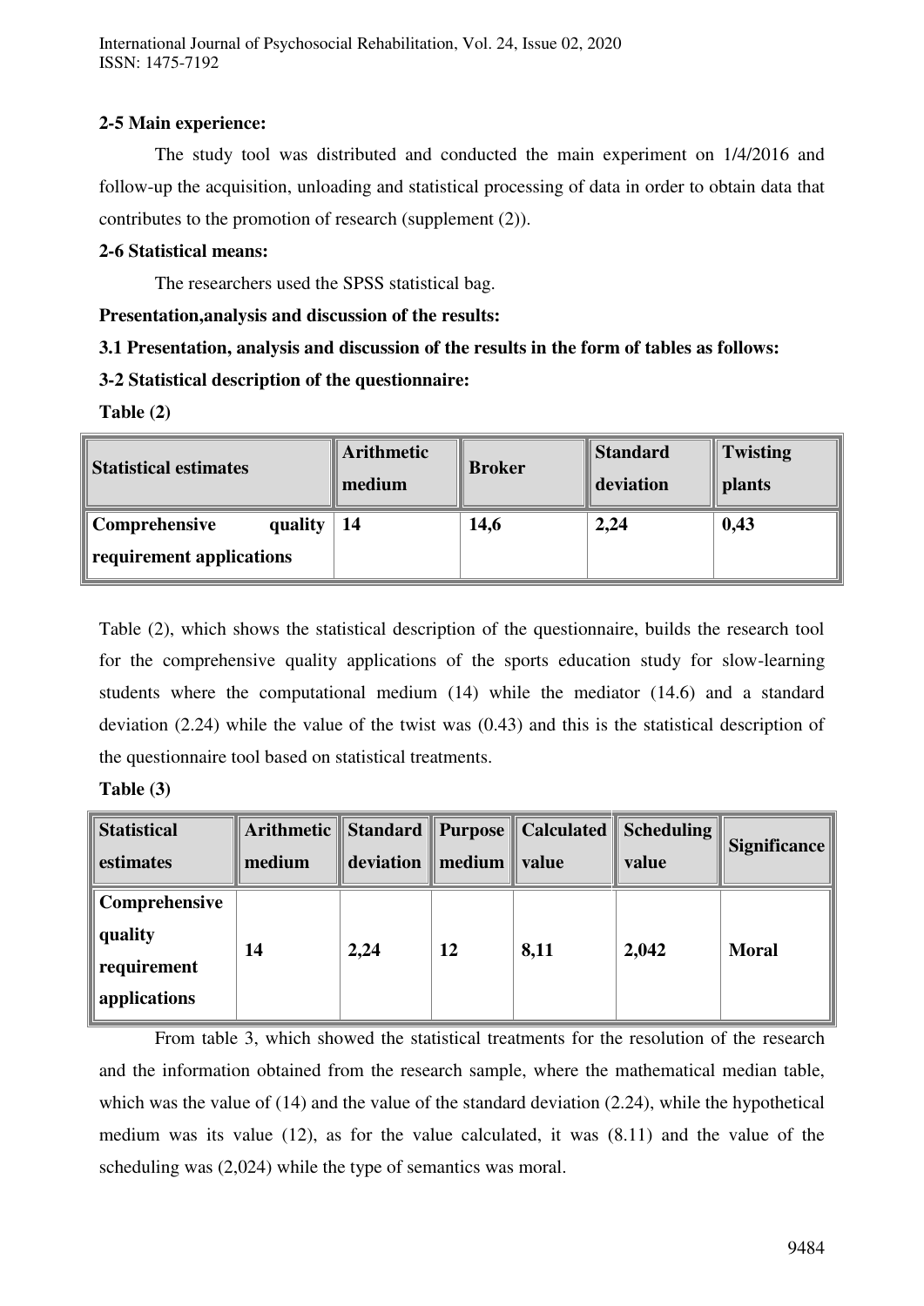**2-5 Main experience:**

The study tool was distributed and conducted the main experiment on 1/4/2016 and follow-up the acquisition, unloading and statistical processing of data in order to obtain data that contributes to the promotion of research (supplement (2)).

**2-6 Statistical means:**

The researchers used the SPSS statistical bag.

**Presentation,analysis and discussion of the results:**

**3.1 Presentation, analysis and discussion of the results in the form of tables as follows:**

**3-2 Statistical description of the questionnaire:**

**Table (2)**

| Statistical estimates | Arithmetic medium | Broker | Standard deviation | Twisting plants |
|---|---|---|---|---|
| **Comprehensive quality requirement applications** | **14** | **14,6** | **2,24** | **0,43** |

Table (2), which shows the statistical description of the questionnaire, builds the research tool for the comprehensive quality applications of the sports education study for slow-learning students where the computational medium (14) while the mediator (14.6) and a standard deviation (2.24) while the value of the twist was (0.43) and this is the statistical description of the questionnaire tool based on statistical treatments.

**Table (3)**

| Statistical estimates | Arithmetic medium | Standard deviation | Purpose medium | Calculated value | Scheduling value | Significance |
|---|---|---|---|---|---|---|
| **Comprehensive quality requirement applications** | **14** | **2,24** | **12** | **8,11** | **2,042** | **Moral** |

From table 3, which showed the statistical treatments for the resolution of the research and the information obtained from the research sample, where the mathematical median table, which was the value of (14) and the value of the standard deviation (2.24), while the hypothetical medium was its value (12), as for the value calculated, it was (8.11) and the value of the scheduling was (2,024) while the type of semantics was moral.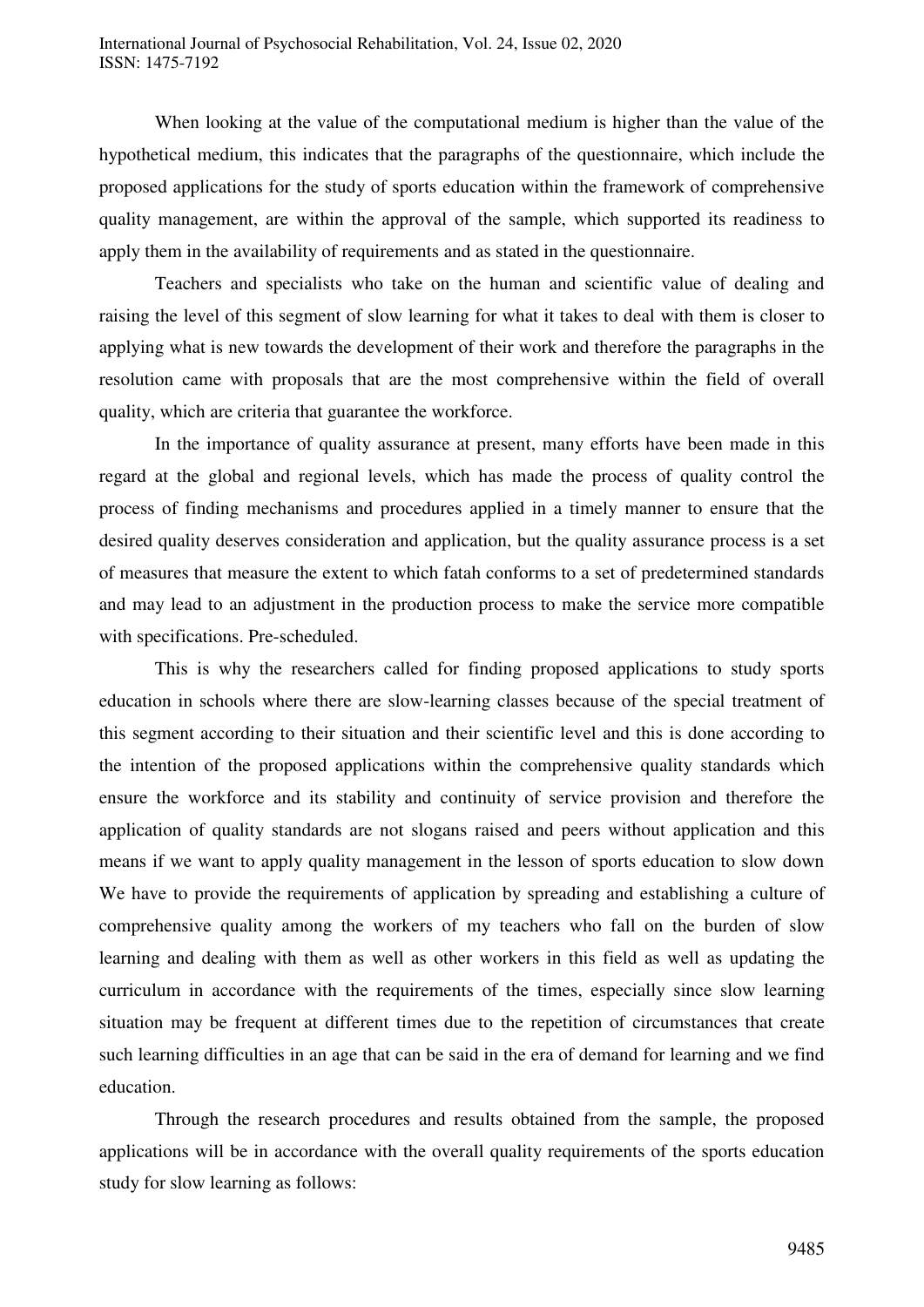When looking at the value of the computational medium is higher than the value of the hypothetical medium, this indicates that the paragraphs of the questionnaire, which include the proposed applications for the study of sports education within the framework of comprehensive quality management, are within the approval of the sample, which supported its readiness to apply them in the availability of requirements and as stated in the questionnaire.

Teachers and specialists who take on the human and scientific value of dealing and raising the level of this segment of slow learning for what it takes to deal with them is closer to applying what is new towards the development of their work and therefore the paragraphs in the resolution came with proposals that are the most comprehensive within the field of overall quality, which are criteria that guarantee the workforce.

In the importance of quality assurance at present, many efforts have been made in this regard at the global and regional levels, which has made the process of quality control the process of finding mechanisms and procedures applied in a timely manner to ensure that the desired quality deserves consideration and application, but the quality assurance process is a set of measures that measure the extent to which fatah conforms to a set of predetermined standards and may lead to an adjustment in the production process to make the service more compatible with specifications. Pre-scheduled.

This is why the researchers called for finding proposed applications to study sports education in schools where there are slow-learning classes because of the special treatment of this segment according to their situation and their scientific level and this is done according to the intention of the proposed applications within the comprehensive quality standards which ensure the workforce and its stability and continuity of service provision and therefore the application of quality standards are not slogans raised and peers without application and this means if we want to apply quality management in the lesson of sports education to slow down We have to provide the requirements of application by spreading and establishing a culture of comprehensive quality among the workers of my teachers who fall on the burden of slow learning and dealing with them as well as other workers in this field as well as updating the curriculum in accordance with the requirements of the times, especially since slow learning situation may be frequent at different times due to the repetition of circumstances that create such learning difficulties in an age that can be said in the era of demand for learning and we find education.

Through the research procedures and results obtained from the sample, the proposed applications will be in accordance with the overall quality requirements of the sports education study for slow learning as follows: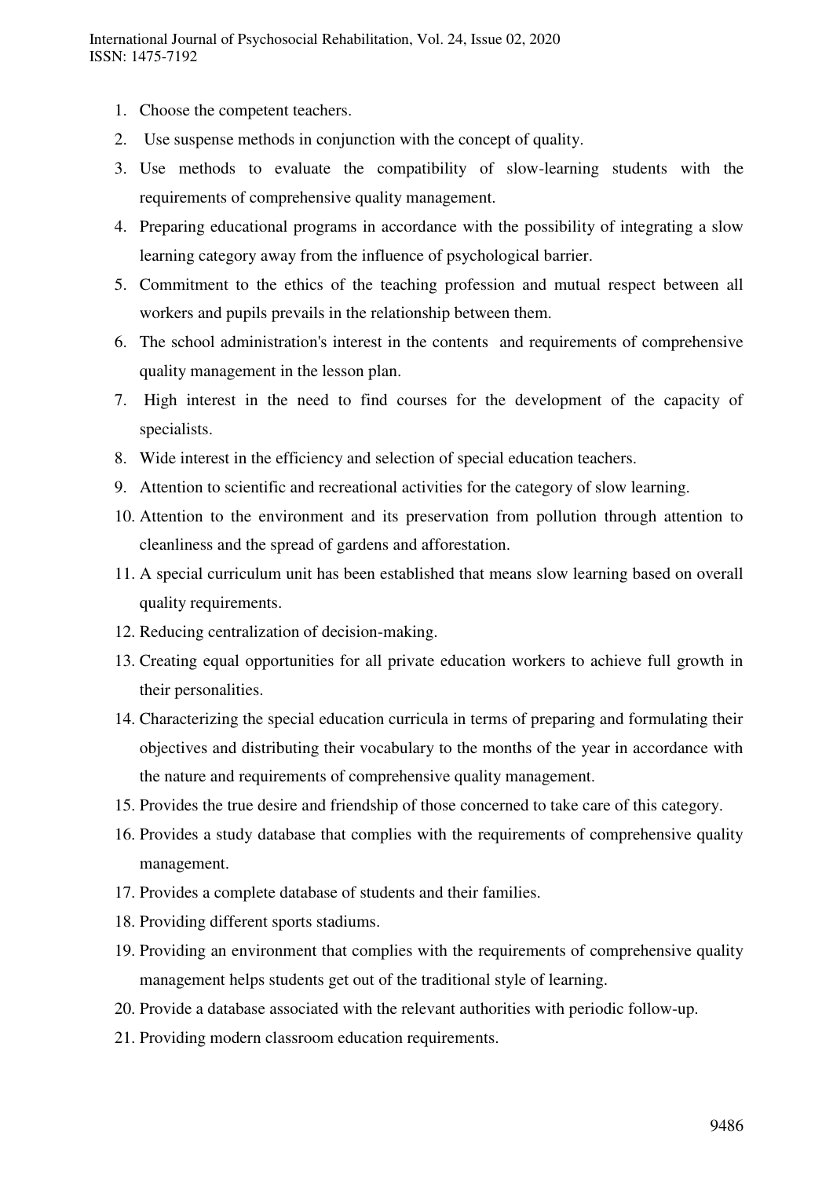1. Choose the competent teachers.
2. Use suspense methods in conjunction with the concept of quality.
3. Use methods to evaluate the compatibility of slow-learning students with the requirements of comprehensive quality management.
4. Preparing educational programs in accordance with the possibility of integrating a slow learning category away from the influence of psychological barrier.
5. Commitment to the ethics of the teaching profession and mutual respect between all workers and pupils prevails in the relationship between them.
6. The school administration's interest in the contents and requirements of comprehensive quality management in the lesson plan.
7. High interest in the need to find courses for the development of the capacity of specialists.
8. Wide interest in the efficiency and selection of special education teachers.
9. Attention to scientific and recreational activities for the category of slow learning.
10. Attention to the environment and its preservation from pollution through attention to cleanliness and the spread of gardens and afforestation.
11. A special curriculum unit has been established that means slow learning based on overall quality requirements.
12. Reducing centralization of decision-making.
13. Creating equal opportunities for all private education workers to achieve full growth in their personalities.
14. Characterizing the special education curricula in terms of preparing and formulating their objectives and distributing their vocabulary to the months of the year in accordance with the nature and requirements of comprehensive quality management.
15. Provides the true desire and friendship of those concerned to take care of this category.
16. Provides a study database that complies with the requirements of comprehensive quality management.
17. Provides a complete database of students and their families.
18. Providing different sports stadiums.
19. Providing an environment that complies with the requirements of comprehensive quality management helps students get out of the traditional style of learning.
20. Provide a database associated with the relevant authorities with periodic follow-up.
21. Providing modern classroom education requirements.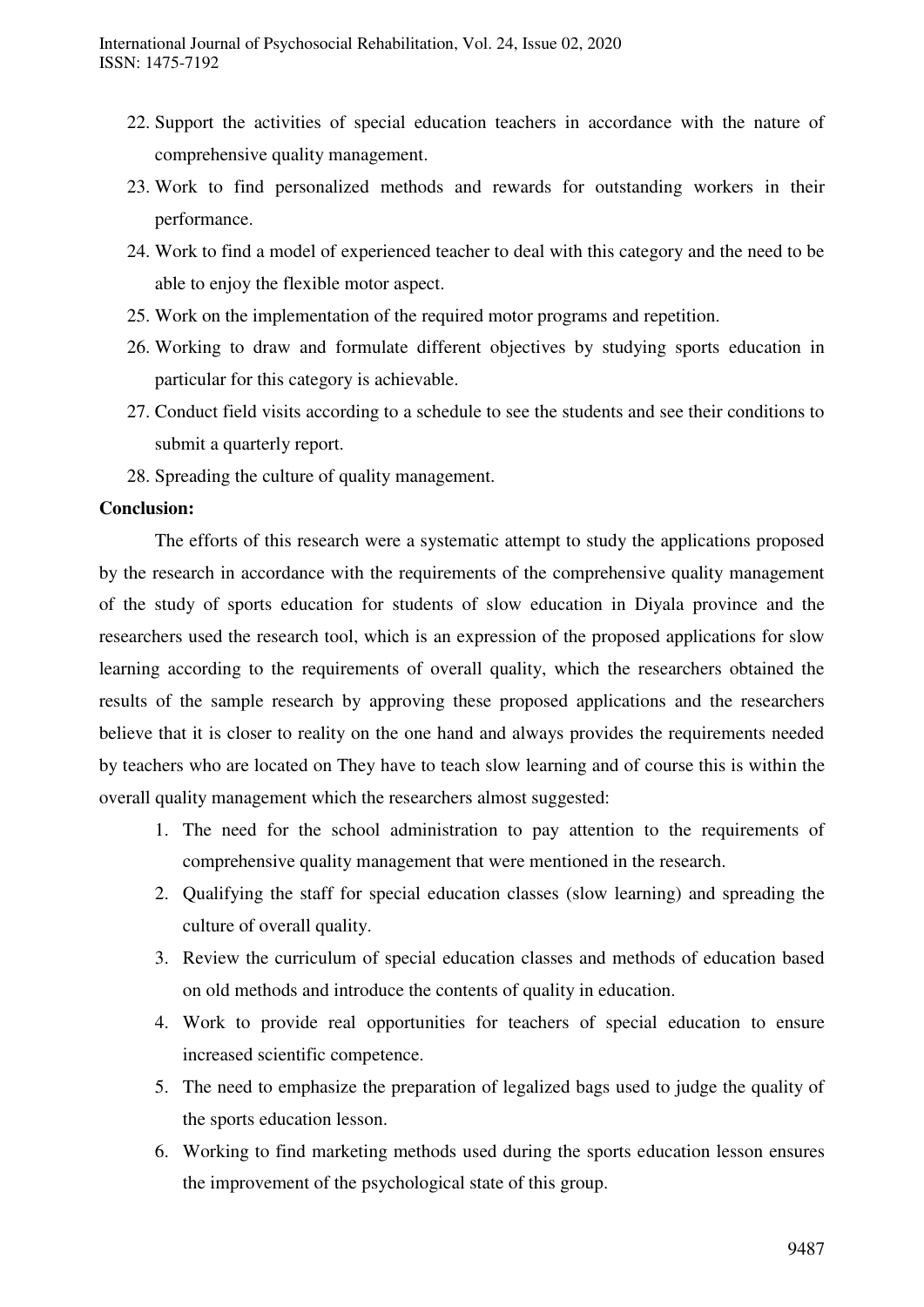22. Support the activities of special education teachers in accordance with the nature of comprehensive quality management.
23. Work to find personalized methods and rewards for outstanding workers in their performance.
24. Work to find a model of experienced teacher to deal with this category and the need to be able to enjoy the flexible motor aspect.
25. Work on the implementation of the required motor programs and repetition.
26. Working to draw and formulate different objectives by studying sports education in particular for this category is achievable.
27. Conduct field visits according to a schedule to see the students and see their conditions to submit a quarterly report.
28. Spreading the culture of quality management.

**Conclusion:**

The efforts of this research were a systematic attempt to study the applications proposed by the research in accordance with the requirements of the comprehensive quality management of the study of sports education for students of slow education in Diyala province and the researchers used the research tool, which is an expression of the proposed applications for slow learning according to the requirements of overall quality, which the researchers obtained the results of the sample research by approving these proposed applications and the researchers believe that it is closer to reality on the one hand and always provides the requirements needed by teachers who are located on They have to teach slow learning and of course this is within the overall quality management which the researchers almost suggested:

1. The need for the school administration to pay attention to the requirements of comprehensive quality management that were mentioned in the research.
2. Qualifying the staff for special education classes (slow learning) and spreading the culture of overall quality.
3. Review the curriculum of special education classes and methods of education based on old methods and introduce the contents of quality in education.
4. Work to provide real opportunities for teachers of special education to ensure increased scientific competence.
5. The need to emphasize the preparation of legalized bags used to judge the quality of the sports education lesson.
6. Working to find marketing methods used during the sports education lesson ensures the improvement of the psychological state of this group.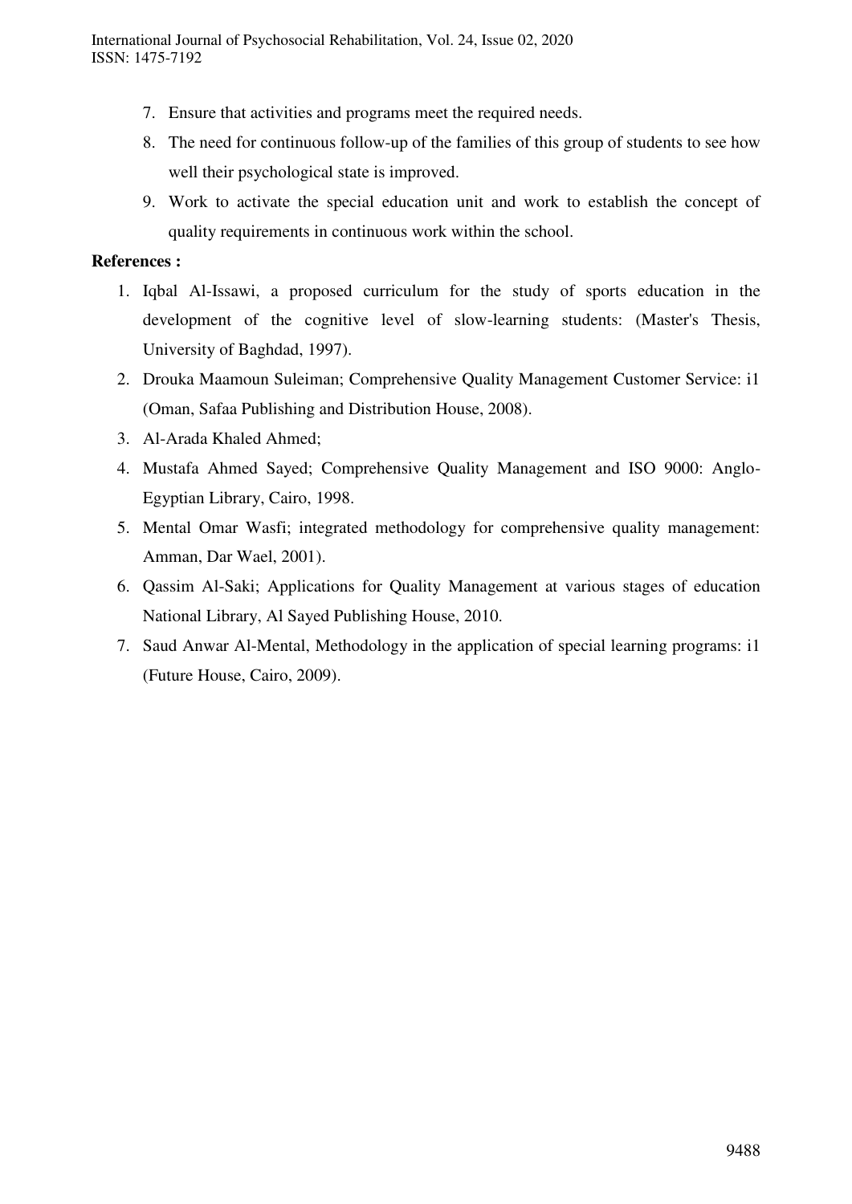7. Ensure that activities and programs meet the required needs.
8. The need for continuous follow-up of the families of this group of students to see how well their psychological state is improved.
9. Work to activate the special education unit and work to establish the concept of quality requirements in continuous work within the school.

**References :**

1. Iqbal Al-Issawi, a proposed curriculum for the study of sports education in the development of the cognitive level of slow-learning students: (Master's Thesis, University of Baghdad, 1997).
2. Drouka Maamoun Suleiman; Comprehensive Quality Management Customer Service: i1 (Oman, Safaa Publishing and Distribution House, 2008).
3. Al-Arada Khaled Ahmed;
4. Mustafa Ahmed Sayed; Comprehensive Quality Management and ISO 9000: Anglo-Egyptian Library, Cairo, 1998.
5. Mental Omar Wasfi; integrated methodology for comprehensive quality management: Amman, Dar Wael, 2001).
6. Qassim Al-Saki; Applications for Quality Management at various stages of education National Library, Al Sayed Publishing House, 2010.
7. Saud Anwar Al-Mental, Methodology in the application of special learning programs: i1 (Future House, Cairo, 2009).